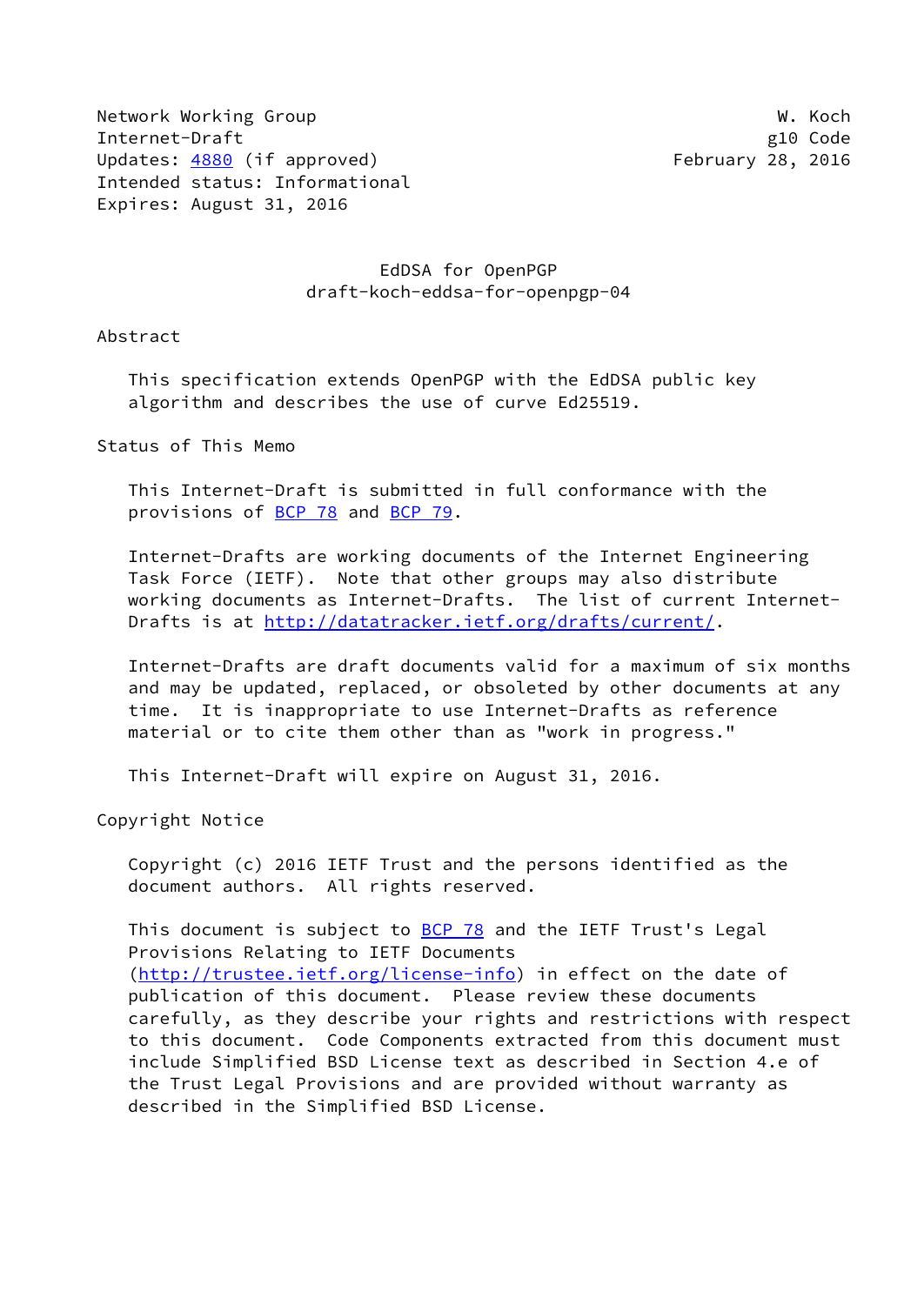Network Working Group W. Koch
Internet-Draft g10 Code
Updates: 4880 (if approved) February 28, 2016
Intended status: Informational
Expires: August 31, 2016

# EdDSA for OpenPGP
draft-koch-eddsa-for-openpgp-04

## Abstract

This specification extends OpenPGP with the EdDSA public key algorithm and describes the use of curve Ed25519.

## Status of This Memo

This Internet-Draft is submitted in full conformance with the provisions of BCP 78 and BCP 79.

Internet-Drafts are working documents of the Internet Engineering Task Force (IETF). Note that other groups may also distribute working documents as Internet-Drafts. The list of current Internet-Drafts is at http://datatracker.ietf.org/drafts/current/.

Internet-Drafts are draft documents valid for a maximum of six months and may be updated, replaced, or obsoleted by other documents at any time. It is inappropriate to use Internet-Drafts as reference material or to cite them other than as "work in progress."

This Internet-Draft will expire on August 31, 2016.

## Copyright Notice

Copyright (c) 2016 IETF Trust and the persons identified as the document authors. All rights reserved.

This document is subject to BCP 78 and the IETF Trust's Legal Provisions Relating to IETF Documents (http://trustee.ietf.org/license-info) in effect on the date of publication of this document. Please review these documents carefully, as they describe your rights and restrictions with respect to this document. Code Components extracted from this document must include Simplified BSD License text as described in Section 4.e of the Trust Legal Provisions and are provided without warranty as described in the Simplified BSD License.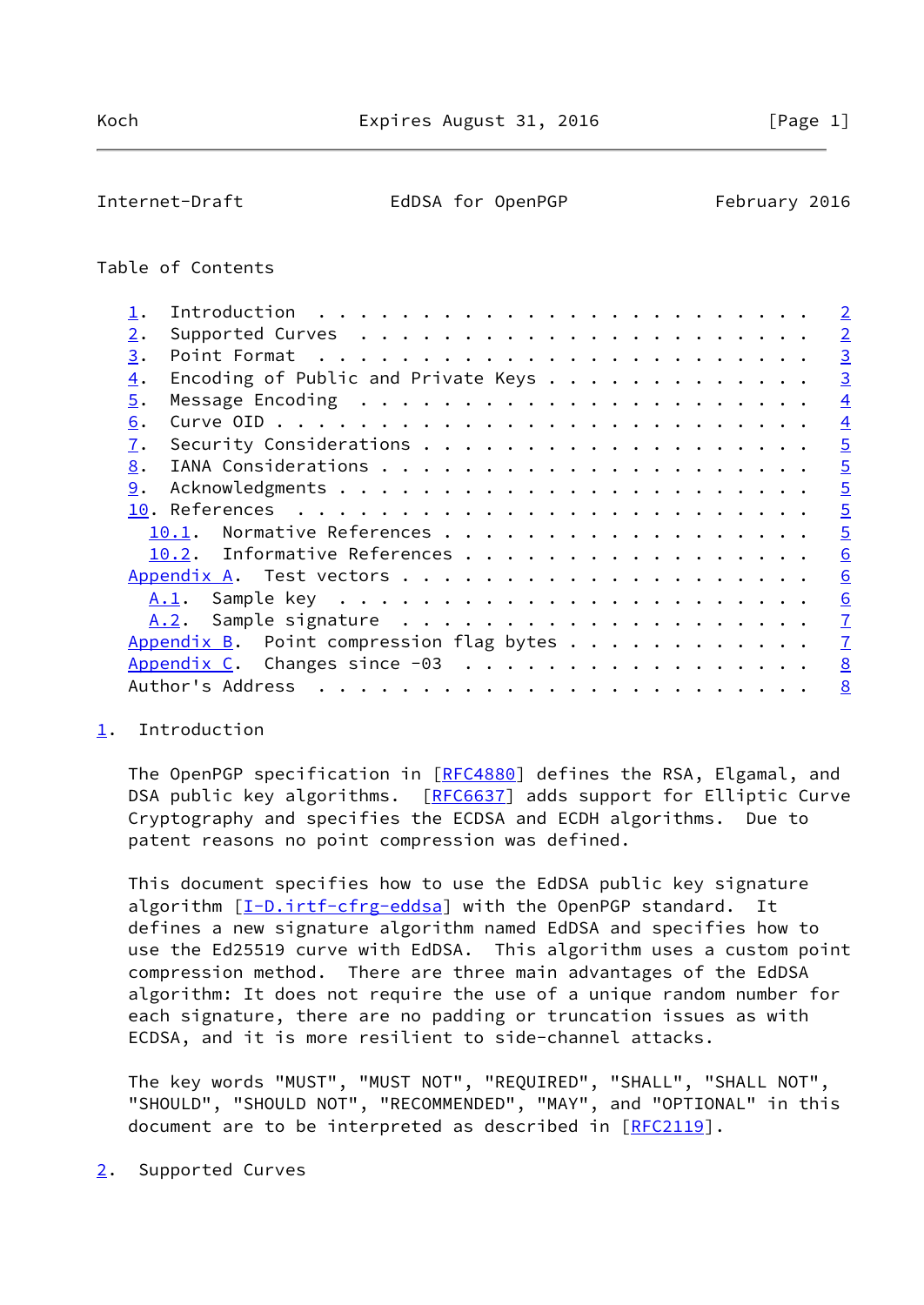Table of Contents

1. Introduction . . . . . . . . . . . . . . . . . . . . . . . . 2
2. Supported Curves . . . . . . . . . . . . . . . . . . . . . . 2
3. Point Format . . . . . . . . . . . . . . . . . . . . . . . . 3
4. Encoding of Public and Private Keys . . . . . . . . . . . . . 3
5. Message Encoding . . . . . . . . . . . . . . . . . . . . . . 4
6. Curve OID . . . . . . . . . . . . . . . . . . . . . . . . . 4
7. Security Considerations . . . . . . . . . . . . . . . . . . . 5
8. IANA Considerations . . . . . . . . . . . . . . . . . . . . . 5
9. Acknowledgments . . . . . . . . . . . . . . . . . . . . . . . 5
10. References . . . . . . . . . . . . . . . . . . . . . . . . . 5
   10.1. Normative References . . . . . . . . . . . . . . . . . . 5
   10.2. Informative References . . . . . . . . . . . . . . . . . 6
Appendix A. Test vectors . . . . . . . . . . . . . . . . . . . . 6
   A.1. Sample key . . . . . . . . . . . . . . . . . . . . . . . 6
   A.2. Sample signature . . . . . . . . . . . . . . . . . . . . 7
Appendix B. Point compression flag bytes . . . . . . . . . . . . 7
Appendix C. Changes since -03 . . . . . . . . . . . . . . . . . . 8
Author's Address . . . . . . . . . . . . . . . . . . . . . . . . 8

## 1. Introduction

The OpenPGP specification in [RFC4880] defines the RSA, Elgamal, and DSA public key algorithms. [RFC6637] adds support for Elliptic Curve Cryptography and specifies the ECDSA and ECDH algorithms. Due to patent reasons no point compression was defined.

This document specifies how to use the EdDSA public key signature algorithm [I-D.irtf-cfrg-eddsa] with the OpenPGP standard. It defines a new signature algorithm named EdDSA and specifies how to use the Ed25519 curve with EdDSA. This algorithm uses a custom point compression method. There are three main advantages of the EdDSA algorithm: It does not require the use of a unique random number for each signature, there are no padding or truncation issues as with ECDSA, and it is more resilient to side-channel attacks.

The key words "MUST", "MUST NOT", "REQUIRED", "SHALL", "SHALL NOT", "SHOULD", "SHOULD NOT", "RECOMMENDED", "MAY", and "OPTIONAL" in this document are to be interpreted as described in [RFC2119].

## 2. Supported Curves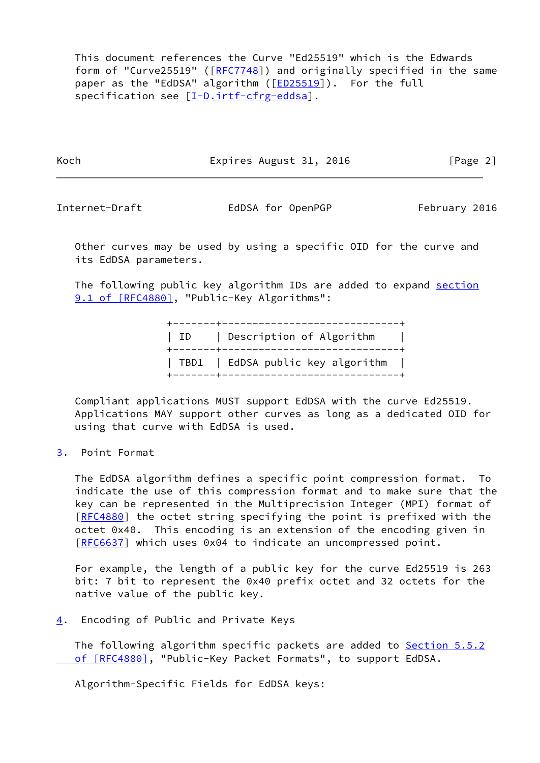This document references the Curve "Ed25519" which is the Edwards form of "Curve25519" ([RFC7748]) and originally specified in the same paper as the "EdDSA" algorithm ([ED25519]). For the full specification see [I-D.irtf-cfrg-eddsa].

Other curves may be used by using a specific OID for the curve and its EdDSA parameters.

The following public key algorithm IDs are added to expand section 9.1 of [RFC4880], "Public-Key Algorithms":

| ID | Description of Algorithm |
|---|---|
| TBD1 | EdDSA public key algorithm |

Compliant applications MUST support EdDSA with the curve Ed25519. Applications MAY support other curves as long as a dedicated OID for using that curve with EdDSA is used.

## 3. Point Format

The EdDSA algorithm defines a specific point compression format. To indicate the use of this compression format and to make sure that the key can be represented in the Multiprecision Integer (MPI) format of [RFC4880] the octet string specifying the point is prefixed with the octet 0x40. This encoding is an extension of the encoding given in [RFC6637] which uses 0x04 to indicate an uncompressed point.

For example, the length of a public key for the curve Ed25519 is 263 bit: 7 bit to represent the 0x40 prefix octet and 32 octets for the native value of the public key.

## 4. Encoding of Public and Private Keys

The following algorithm specific packets are added to Section 5.5.2 of [RFC4880], "Public-Key Packet Formats", to support EdDSA.

Algorithm-Specific Fields for EdDSA keys: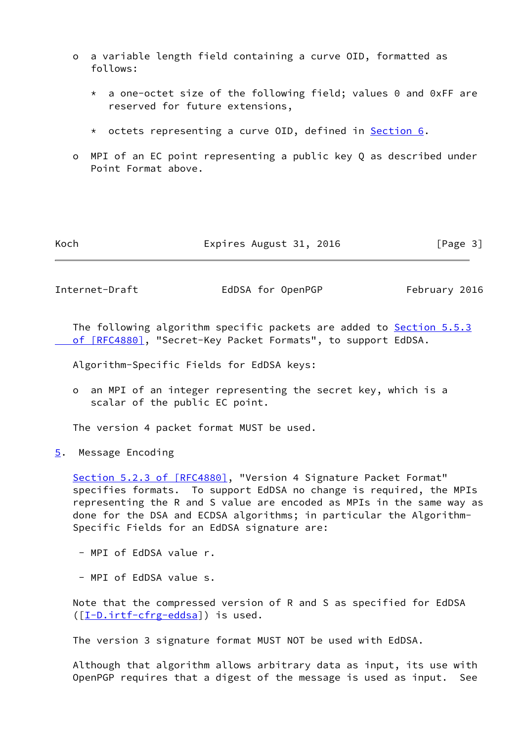- a variable length field containing a curve OID, formatted as follows:

  * a one-octet size of the following field; values 0 and 0xFF are reserved for future extensions,

  * octets representing a curve OID, defined in Section 6.

- MPI of an EC point representing a public key Q as described under Point Format above.

The following algorithm specific packets are added to Section 5.5.3 of [RFC4880], "Secret-Key Packet Formats", to support EdDSA.

Algorithm-Specific Fields for EdDSA keys:

- an MPI of an integer representing the secret key, which is a scalar of the public EC point.

The version 4 packet format MUST be used.

## 5. Message Encoding

Section 5.2.3 of [RFC4880], "Version 4 Signature Packet Format" specifies formats. To support EdDSA no change is required, the MPIs representing the R and S value are encoded as MPIs in the same way as done for the DSA and ECDSA algorithms; in particular the Algorithm-Specific Fields for an EdDSA signature are:

- MPI of EdDSA value r.

- MPI of EdDSA value s.

Note that the compressed version of R and S as specified for EdDSA ([I-D.irtf-cfrg-eddsa]) is used.

The version 3 signature format MUST NOT be used with EdDSA.

Although that algorithm allows arbitrary data as input, its use with OpenPGP requires that a digest of the message is used as input. See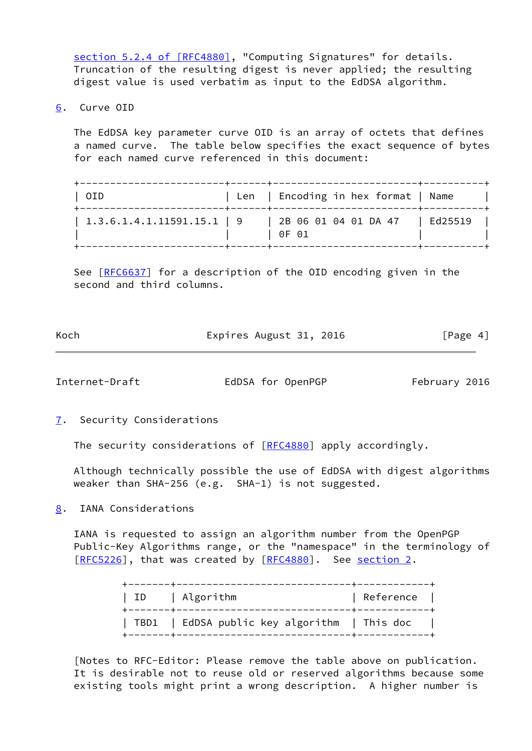section 5.2.4 of [RFC4880], "Computing Signatures" for details. Truncation of the resulting digest is never applied; the resulting digest value is used verbatim as input to the EdDSA algorithm.

## 6. Curve OID

The EdDSA key parameter curve OID is an array of octets that defines a named curve. The table below specifies the exact sequence of bytes for each named curve referenced in this document:

| OID | Len | Encoding in hex format | Name |
|---|---|---|---|
| 1.3.6.1.4.1.11591.15.1 | 9 | 2B 06 01 04 01 DA 47 0F 01 | Ed25519 |

See [RFC6637] for a description of the OID encoding given in the second and third columns.

## 7. Security Considerations

The security considerations of [RFC4880] apply accordingly.

Although technically possible the use of EdDSA with digest algorithms weaker than SHA-256 (e.g. SHA-1) is not suggested.

## 8. IANA Considerations

IANA is requested to assign an algorithm number from the OpenPGP Public-Key Algorithms range, or the "namespace" in the terminology of [RFC5226], that was created by [RFC4880]. See section 2.

| ID | Algorithm | Reference |
|---|---|---|
| TBD1 | EdDSA public key algorithm | This doc |

[Notes to RFC-Editor: Please remove the table above on publication. It is desirable not to reuse old or reserved algorithms because some existing tools might print a wrong description. A higher number is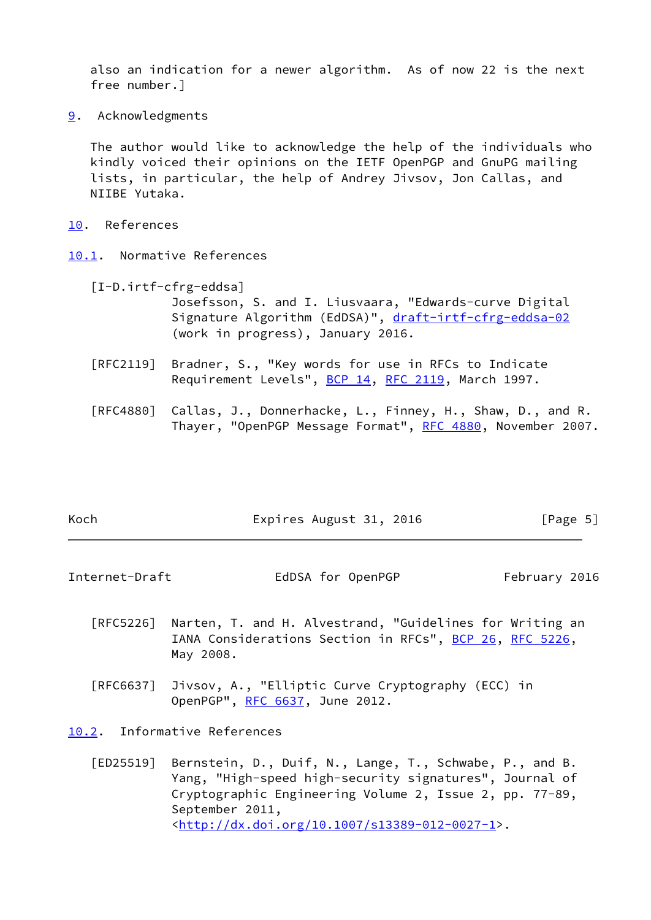also an indication for a newer algorithm. As of now 22 is the next free number.]

## 9. Acknowledgments

The author would like to acknowledge the help of the individuals who kindly voiced their opinions on the IETF OpenPGP and GnuPG mailing lists, in particular, the help of Andrey Jivsov, Jon Callas, and NIIBE Yutaka.

## 10. References

### 10.1. Normative References

[I-D.irtf-cfrg-eddsa]
Josefsson, S. and I. Liusvaara, "Edwards-curve Digital Signature Algorithm (EdDSA)", draft-irtf-cfrg-eddsa-02 (work in progress), January 2016.

[RFC2119] Bradner, S., "Key words for use in RFCs to Indicate Requirement Levels", BCP 14, RFC 2119, March 1997.

[RFC4880] Callas, J., Donnerhacke, L., Finney, H., Shaw, D., and R. Thayer, "OpenPGP Message Format", RFC 4880, November 2007.

[RFC5226] Narten, T. and H. Alvestrand, "Guidelines for Writing an IANA Considerations Section in RFCs", BCP 26, RFC 5226, May 2008.

[RFC6637] Jivsov, A., "Elliptic Curve Cryptography (ECC) in OpenPGP", RFC 6637, June 2012.

### 10.2. Informative References

[ED25519] Bernstein, D., Duif, N., Lange, T., Schwabe, P., and B. Yang, "High-speed high-security signatures", Journal of Cryptographic Engineering Volume 2, Issue 2, pp. 77-89, September 2011, <http://dx.doi.org/10.1007/s13389-012-0027-1>.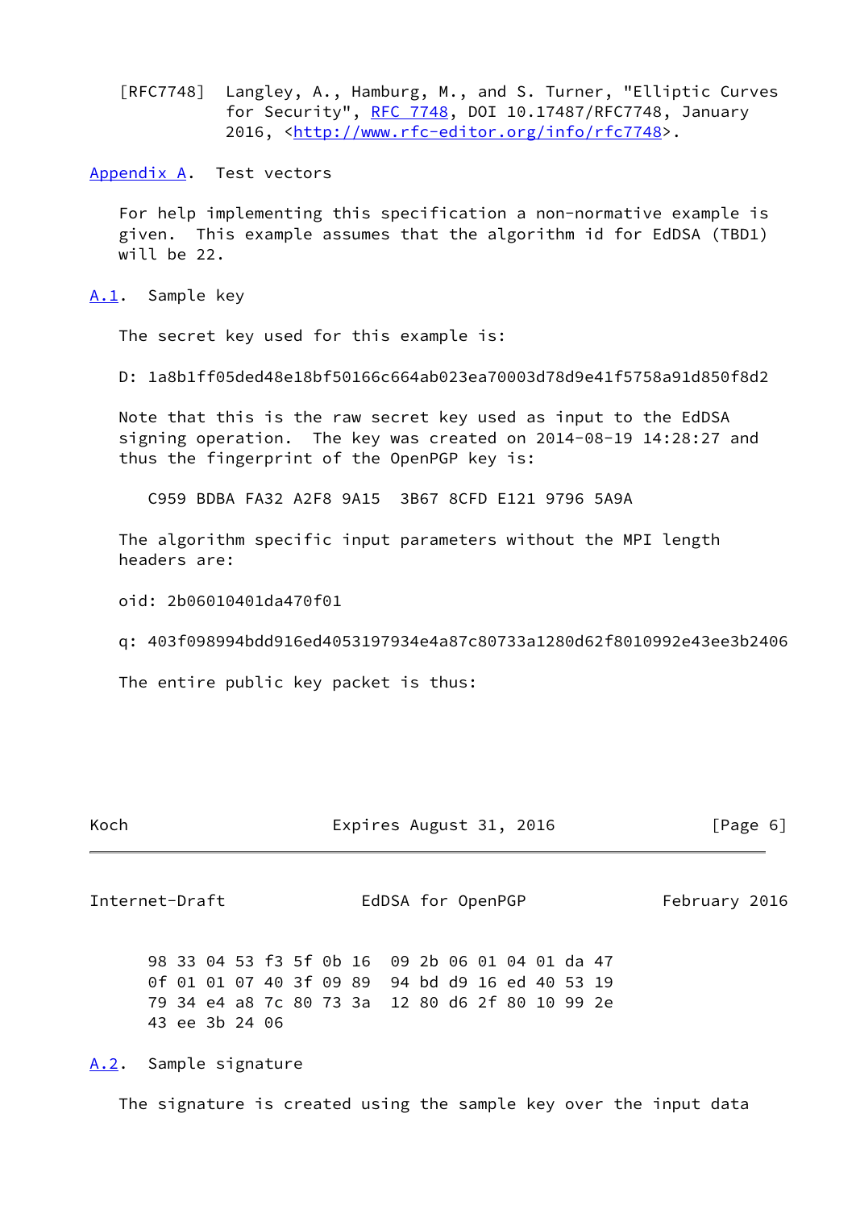[RFC7748] Langley, A., Hamburg, M., and S. Turner, "Elliptic Curves for Security", RFC 7748, DOI 10.17487/RFC7748, January 2016, <http://www.rfc-editor.org/info/rfc7748>.

## Appendix A. Test vectors

For help implementing this specification a non-normative example is given. This example assumes that the algorithm id for EdDSA (TBD1) will be 22.

### A.1. Sample key

The secret key used for this example is:

```
D: 1a8b1ff05ded48e18bf50166c664ab023ea70003d78d9e41f5758a91d850f8d2
```

Note that this is the raw secret key used as input to the EdDSA signing operation. The key was created on 2014-08-19 14:28:27 and thus the fingerprint of the OpenPGP key is:

```
C959 BDBA FA32 A2F8 9A15  3B67 8CFD E121 9796 5A9A
```

The algorithm specific input parameters without the MPI length headers are:

```
oid: 2b06010401da470f01

q: 403f098994bdd916ed4053197934e4a87c80733a1280d62f8010992e43ee3b2406
```

The entire public key packet is thus:

```
98 33 04 53 f3 5f 0b 16  09 2b 06 01 04 01 da 47
0f 01 01 07 40 3f 09 89  94 bd d9 16 ed 40 53 19
79 34 e4 a8 7c 80 73 3a  12 80 d6 2f 80 10 99 2e
43 ee 3b 24 06
```

### A.2. Sample signature

The signature is created using the sample key over the input data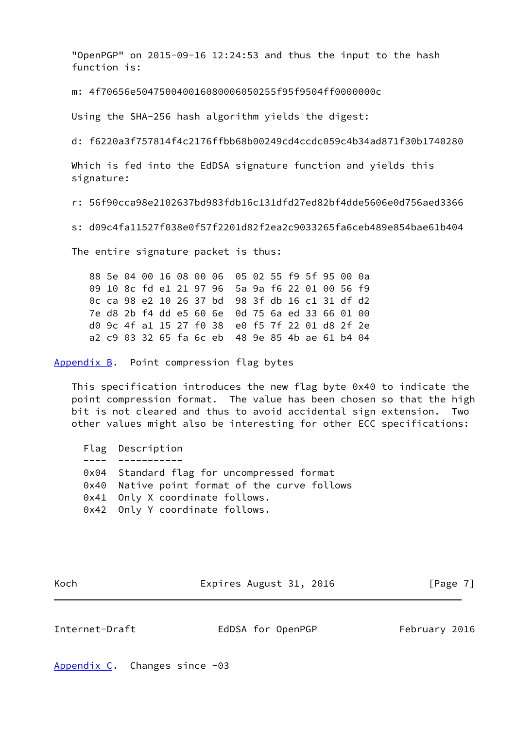"OpenPGP" on 2015-09-16 12:24:53 and thus the input to the hash function is:

m: 4f70656e504750040016080006050255f95f9504ff0000000c

Using the SHA-256 hash algorithm yields the digest:

d: f6220a3f757814f4c2176ffbb68b00249cd4ccdc059c4b34ad871f30b1740280

Which is fed into the EdDSA signature function and yields this signature:

r: 56f90cca98e2102637bd983fdb16c131dfd27ed82bf4dde5606e0d756aed3366

s: d09c4fa11527f038e0f57f2201d82f2ea2c9033265fa6ceb489e854bae61b404

The entire signature packet is thus:

```
88 5e 04 00 16 08 00 06  05 02 55 f9 5f 95 00 0a
09 10 8c fd e1 21 97 96  5a 9a f6 22 01 00 56 f9
0c ca 98 e2 10 26 37 bd  98 3f db 16 c1 31 df d2
7e d8 2b f4 dd e5 60 6e  0d 75 6a ed 33 66 01 00
d0 9c 4f a1 15 27 f0 38  e0 f5 7f 22 01 d8 2f 2e
a2 c9 03 32 65 fa 6c eb  48 9e 85 4b ae 61 b4 04
```

## Appendix B. Point compression flag bytes

This specification introduces the new flag byte 0x40 to indicate the point compression format. The value has been chosen so that the high bit is not cleared and thus to avoid accidental sign extension. Two other values might also be interesting for other ECC specifications:

| Flag | Description |
|---|---|
| 0x04 | Standard flag for uncompressed format |
| 0x40 | Native point format of the curve follows |
| 0x41 | Only X coordinate follows. |
| 0x42 | Only Y coordinate follows. |

## Appendix C. Changes since -03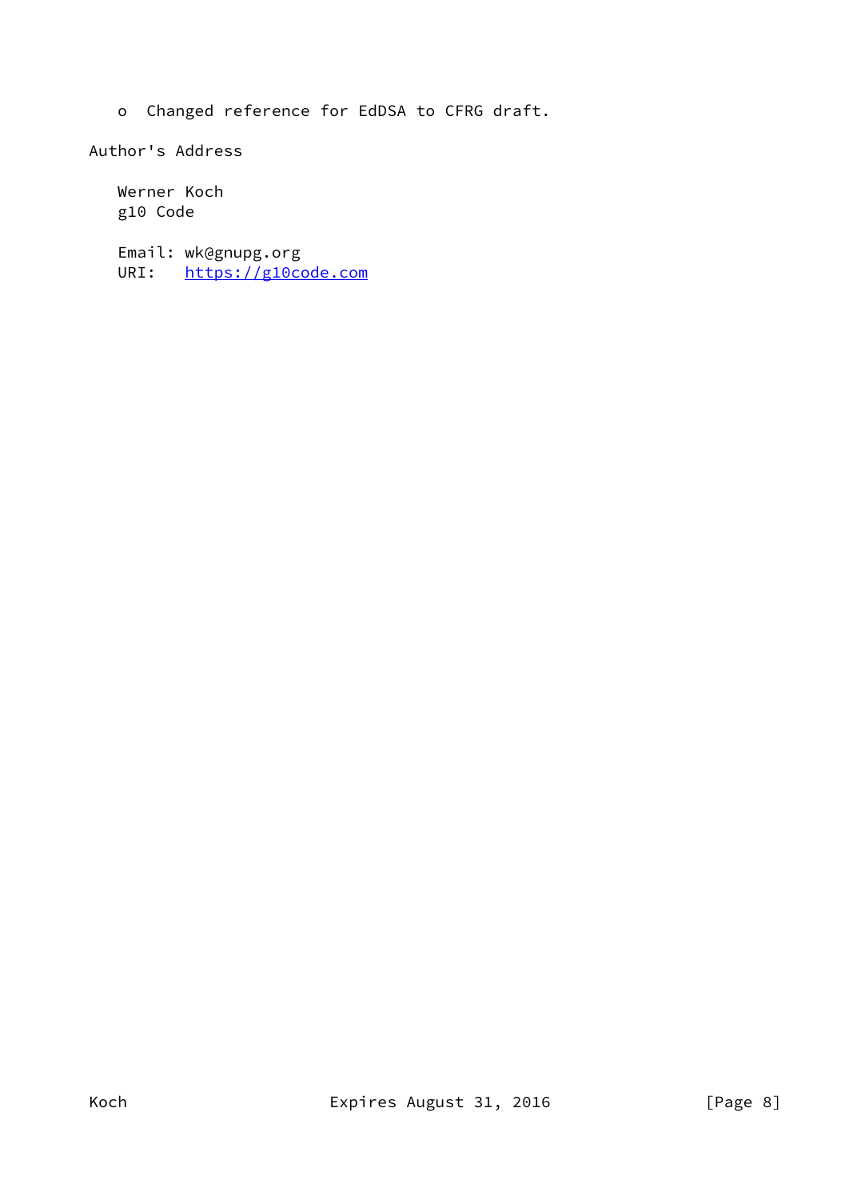o  Changed reference for EdDSA to CFRG draft.

## Author's Address

Werner Koch
g10 Code

Email: wk@gnupg.org
URI:   https://g10code.com